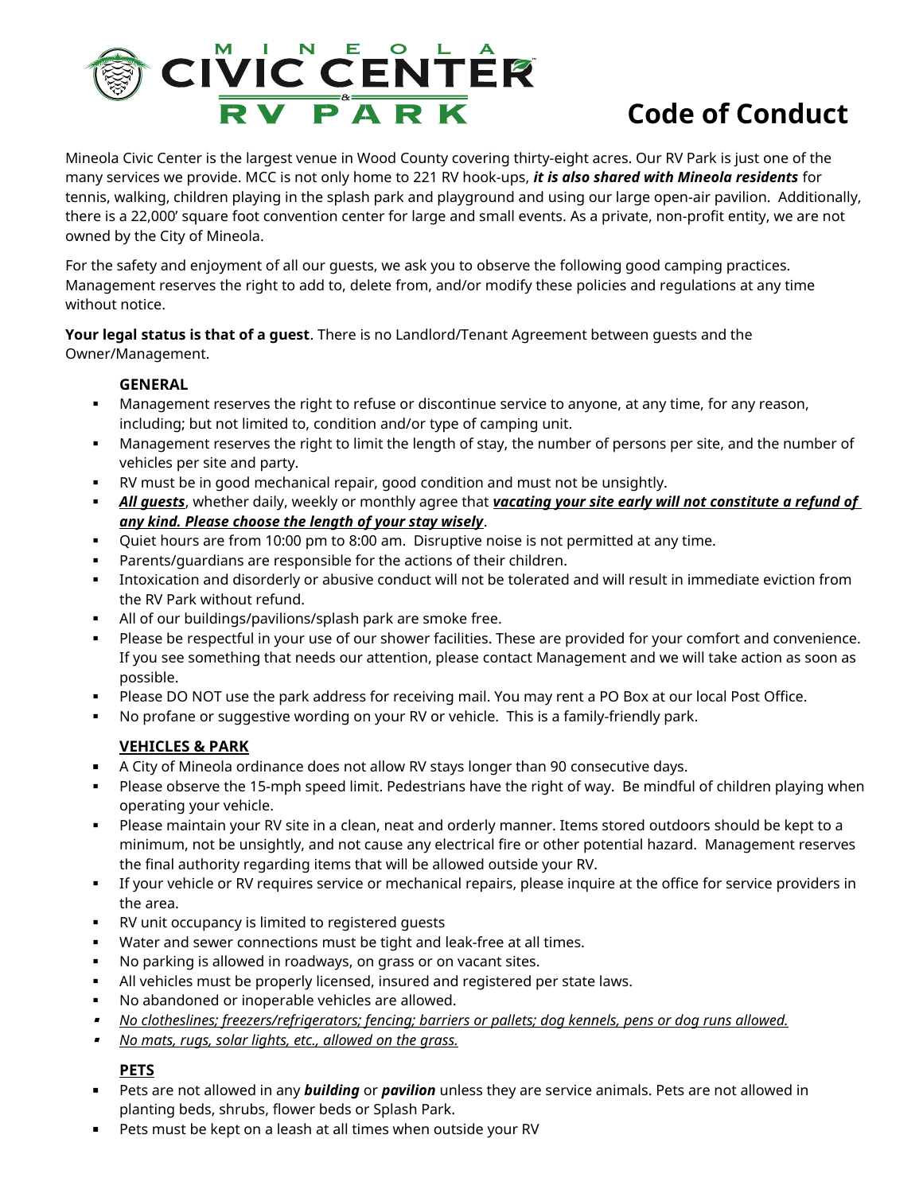# MINEOLA CIVIC CENTER & RV PARK

# Code of Conduct

Mineola Civic Center is the largest venue in Wood County covering thirty-eight acres. Our RV Park is just one of the many services we provide. MCC is not only home to 221 RV hook-ups, ***it is also shared with Mineola residents*** for tennis, walking, children playing in the splash park and playground and using our large open-air pavilion. Additionally, there is a 22,000' square foot convention center for large and small events. As a private, non-profit entity, we are not owned by the City of Mineola.

For the safety and enjoyment of all our guests, we ask you to observe the following good camping practices. Management reserves the right to add to, delete from, and/or modify these policies and regulations at any time without notice.

**Your legal status is that of a guest**. There is no Landlord/Tenant Agreement between guests and the Owner/Management.

### GENERAL

- Management reserves the right to refuse or discontinue service to anyone, at any time, for any reason, including; but not limited to, condition and/or type of camping unit.
- Management reserves the right to limit the length of stay, the number of persons per site, and the number of vehicles per site and party.
- RV must be in good mechanical repair, good condition and must not be unsightly.
- <u>***All guests***</u>, whether daily, weekly or monthly agree that <u>***vacating your site early will not constitute a refund of any kind. Please choose the length of your stay wisely***</u>.
- Quiet hours are from 10:00 pm to 8:00 am. Disruptive noise is not permitted at any time.
- Parents/guardians are responsible for the actions of their children.
- Intoxication and disorderly or abusive conduct will not be tolerated and will result in immediate eviction from the RV Park without refund.
- All of our buildings/pavilions/splash park are smoke free.
- Please be respectful in your use of our shower facilities. These are provided for your comfort and convenience. If you see something that needs our attention, please contact Management and we will take action as soon as possible.
- Please DO NOT use the park address for receiving mail. You may rent a PO Box at our local Post Office.
- No profane or suggestive wording on your RV or vehicle. This is a family-friendly park.

### <u>VEHICLES & PARK</u>

- A City of Mineola ordinance does not allow RV stays longer than 90 consecutive days.
- Please observe the 15-mph speed limit. Pedestrians have the right of way. Be mindful of children playing when operating your vehicle.
- Please maintain your RV site in a clean, neat and orderly manner. Items stored outdoors should be kept to a minimum, not be unsightly, and not cause any electrical fire or other potential hazard. Management reserves the final authority regarding items that will be allowed outside your RV.
- If your vehicle or RV requires service or mechanical repairs, please inquire at the office for service providers in the area.
- RV unit occupancy is limited to registered guests
- Water and sewer connections must be tight and leak-free at all times.
- No parking is allowed in roadways, on grass or on vacant sites.
- All vehicles must be properly licensed, insured and registered per state laws.
- No abandoned or inoperable vehicles are allowed.
- <u>*No clotheslines; freezers/refrigerators; fencing; barriers or pallets; dog kennels, pens or dog runs allowed.*</u>
- <u>*No mats, rugs, solar lights, etc., allowed on the grass.*</u>

### <u>PETS</u>

- Pets are not allowed in any ***building*** or ***pavilion*** unless they are service animals. Pets are not allowed in planting beds, shrubs, flower beds or Splash Park.
- Pets must be kept on a leash at all times when outside your RV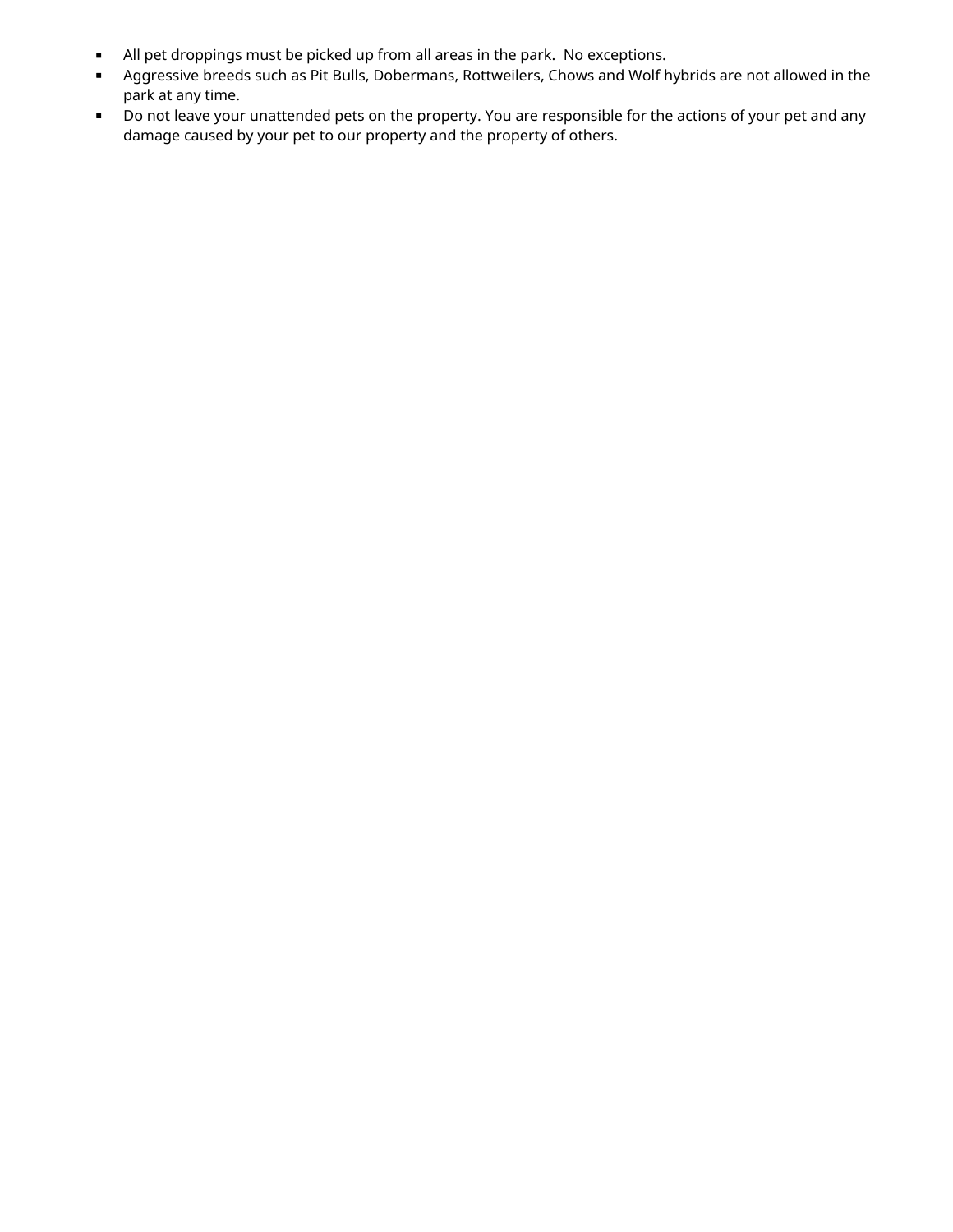- All pet droppings must be picked up from all areas in the park.  No exceptions.
- Aggressive breeds such as Pit Bulls, Dobermans, Rottweilers, Chows and Wolf hybrids are not allowed in the park at any time.
- Do not leave your unattended pets on the property. You are responsible for the actions of your pet and any damage caused by your pet to our property and the property of others.